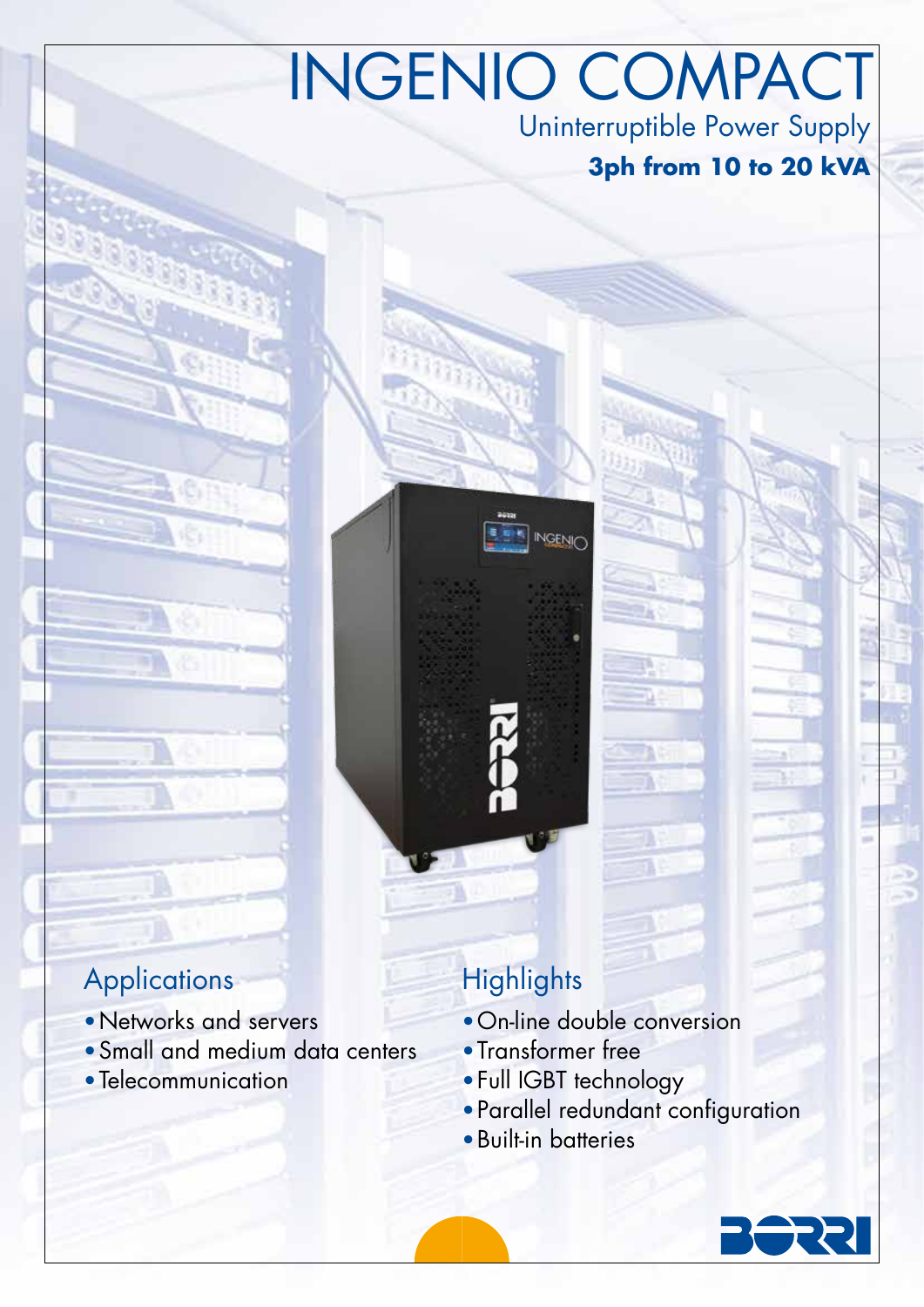# INGENIO COMPACT

## Uninterruptible Power Supply

**3ph from 10 to 20 kVA**

## Applications

- Networks and servers
- Small and medium data centers
- Telecommunication

## Highlights

- On-line double conversion
- Transformer free
- Full IGBT technology
- Parallel redundant configuration
- Built-in batteries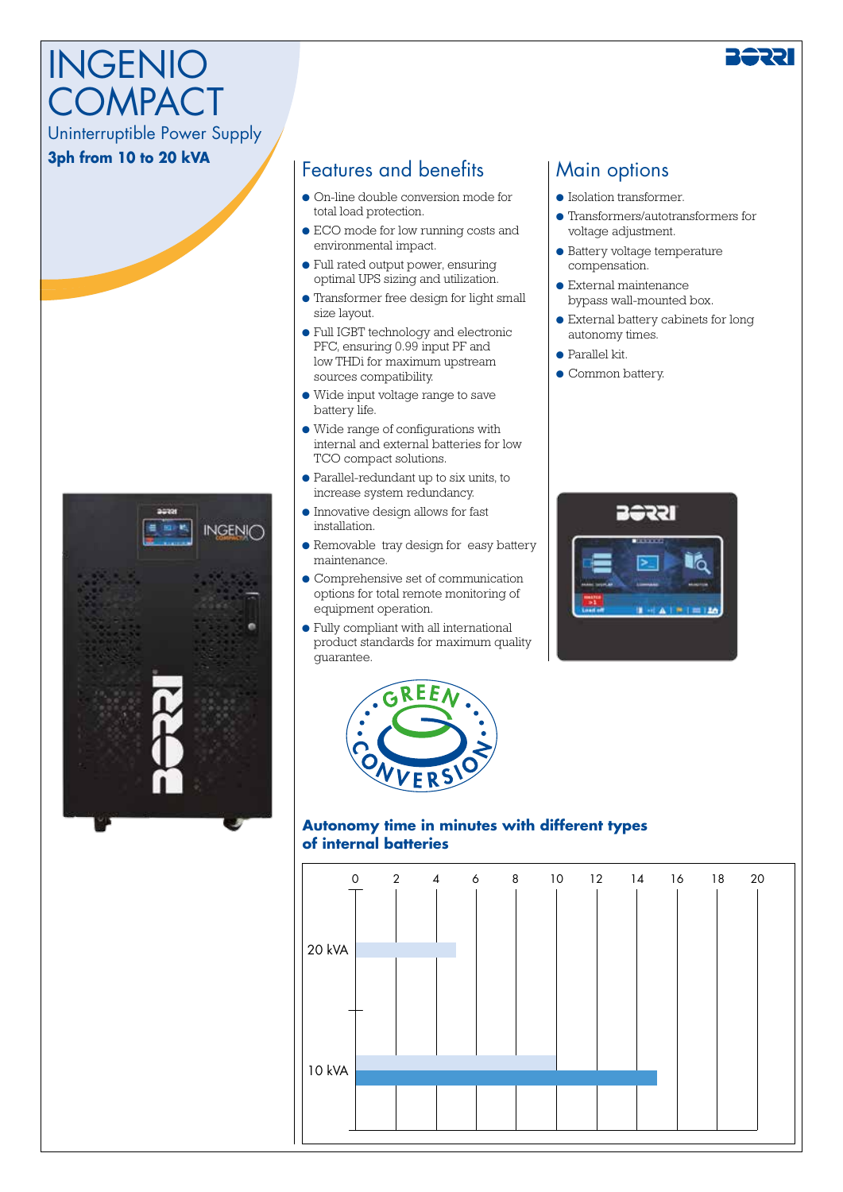# INGENIO COMPACT

Uninterruptible Power Supply

**3ph from 10 to 20 kVA**

## Features and benefits

- On-line double conversion mode for total load protection.
- ECO mode for low running costs and environmental impact.
- Full rated output power, ensuring optimal UPS sizing and utilization.
- Transformer free design for light small size layout.
- Full IGBT technology and electronic PFC, ensuring 0.99 input PF and low THDi for maximum upstream sources compatibility.
- Wide input voltage range to save battery life.
- Wide range of configurations with internal and external batteries for low TCO compact solutions.
- Parallel-redundant up to six units, to increase system redundancy.
- Innovative design allows for fast installation.
- Removable tray design for easy battery maintenance.
- Comprehensive set of communication options for total remote monitoring of equipment operation.
- Fully compliant with all international product standards for maximum quality guarantee.

## Main options

- Isolation transformer.
- Transformers/autotransformers for voltage adjustment.
- Battery voltage temperature compensation.
- External maintenance bypass wall-mounted box.
- External battery cabinets for long autonomy times.
- Parallel kit.
- Common battery.

GREEN CONVERSION

**Autonomy time in minutes with different types of internal batteries**

| Model | Battery type 1 (min) | Battery type 2 (min) |
|---|---|---|
| 20 kVA | ~5 | |
| 10 kVA | ~10 | ~15 |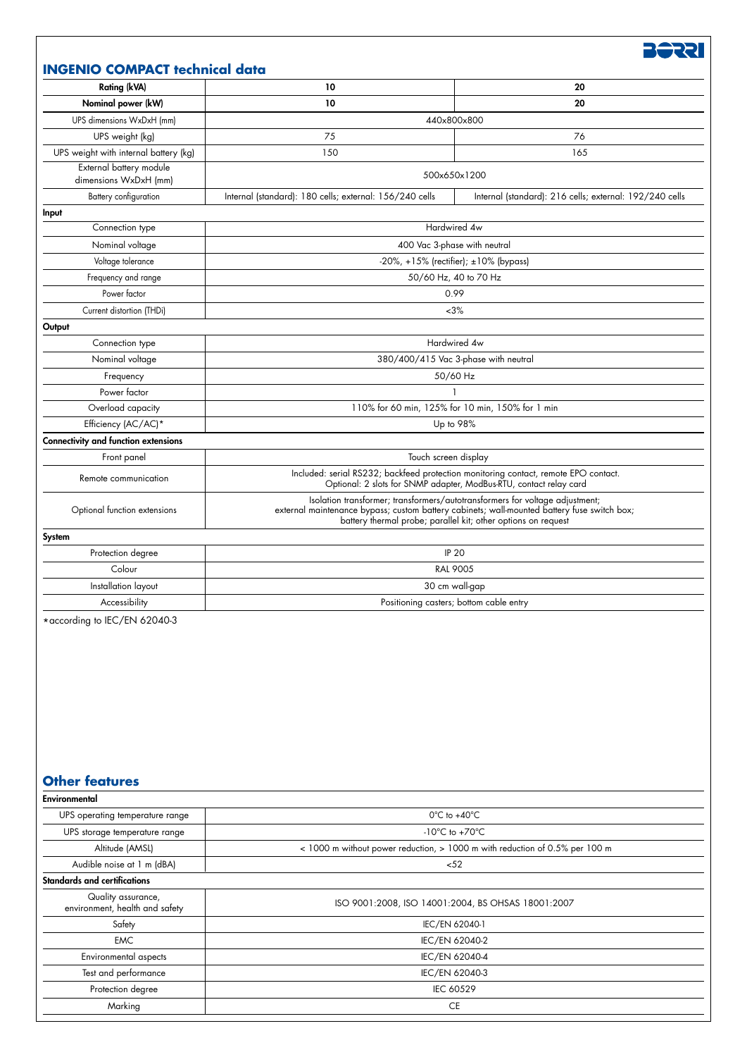## INGENIO COMPACT technical data

| Rating (kVA) | 10 | 20 |
|---|---|---|
| **Nominal power (kW)** | **10** | **20** |
| UPS dimensions WxDxH (mm) | 440x800x800 | |
| UPS weight (kg) | 75 | 76 |
| UPS weight with internal battery (kg) | 150 | 165 |
| External battery module dimensions WxDxH (mm) | 500x650x1200 | |
| Battery configuration | Internal (standard): 180 cells; external: 156/240 cells | Internal (standard): 216 cells; external: 192/240 cells |
| **Input** | | |
| Connection type | Hardwired 4w | |
| Nominal voltage | 400 Vac 3-phase with neutral | |
| Voltage tolerance | -20%, +15% (rectifier); ±10% (bypass) | |
| Frequency and range | 50/60 Hz, 40 to 70 Hz | |
| Power factor | 0.99 | |
| Current distortion (THDi) | <3% | |
| **Output** | | |
| Connection type | Hardwired 4w | |
| Nominal voltage | 380/400/415 Vac 3-phase with neutral | |
| Frequency | 50/60 Hz | |
| Power factor | 1 | |
| Overload capacity | 110% for 60 min, 125% for 10 min, 150% for 1 min | |
| Efficiency (AC/AC)* | Up to 98% | |
| **Connectivity and function extensions** | | |
| Front panel | Touch screen display | |
| Remote communication | Included: serial RS232; backfeed protection monitoring contact, remote EPO contact. Optional: 2 slots for SNMP adapter, ModBus-RTU, contact relay card | |
| Optional function extensions | Isolation transformer; transformers/autotransformers for voltage adjustment; external maintenance bypass; custom battery cabinets; wall-mounted battery fuse switch box; battery thermal probe; parallel kit; other options on request | |
| **System** | | |
| Protection degree | IP 20 | |
| Colour | RAL 9005 | |
| Installation layout | 30 cm wall-gap | |
| Accessibility | Positioning casters; bottom cable entry | |

*according to IEC/EN 62040-3

## Other features

| Environmental | |
|---|---|
| UPS operating temperature range | 0°C to +40°C |
| UPS storage temperature range | -10°C to +70°C |
| Altitude (AMSL) | < 1000 m without power reduction, > 1000 m with reduction of 0.5% per 100 m |
| Audible noise at 1 m (dBA) | <52 |
| **Standards and certifications** | |
| Quality assurance, environment, health and safety | ISO 9001:2008, ISO 14001:2004, BS OHSAS 18001:2007 |
| Safety | IEC/EN 62040-1 |
| EMC | IEC/EN 62040-2 |
| Environmental aspects | IEC/EN 62040-4 |
| Test and performance | IEC/EN 62040-3 |
| Protection degree | IEC 60529 |
| Marking | CE |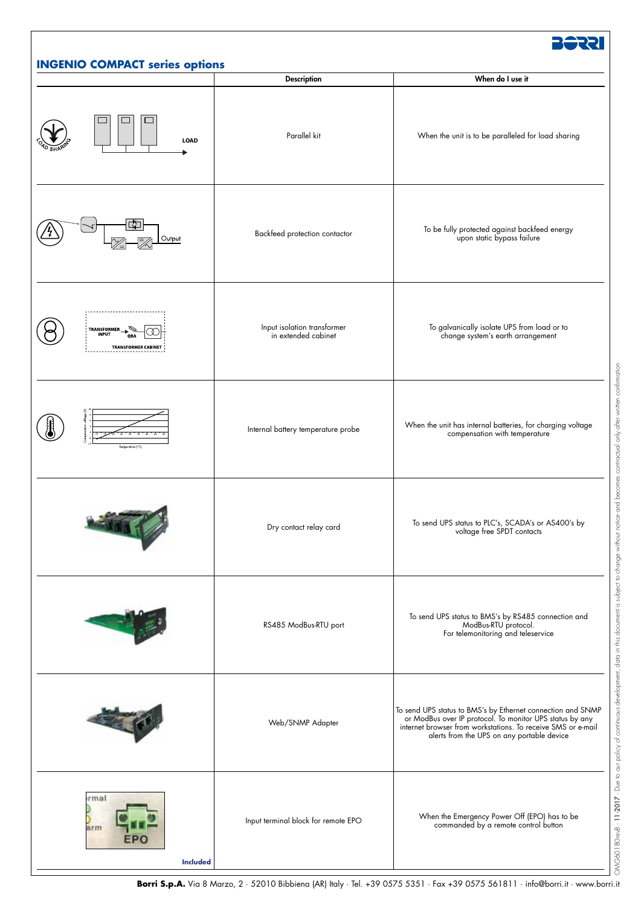## INGENIO COMPACT series options

| | Description | When do I use it |
|---|---|---|
| LOAD SHARING LOAD | Parallel kit | When the unit is to be paralleled for load sharing |
| Output | Backfeed protection contactor | To be fully protected against backfeed energy upon static bypass failure |
| TRANSFORMER INPUT QRA TRANSFORMER CABINET | Input isolation transformer in extended cabinet | To galvanically isolate UPS from load or to change system's earth arrangement |
| | Internal battery temperature probe | When the unit has internal batteries, for charging voltage compensation with temperature |
| | Dry contact relay card | To send UPS status to PLC's, SCADA's or AS400's by voltage free SPDT contacts |
| | RS485 ModBus-RTU port | To send UPS status to BMS's by RS485 connection and ModBus-RTU protocol. For telemonitoring and teleservice |
| | Web/SNMP Adapter | To send UPS status to BMS's by Ethernet connection and SNMP or ModBus over IP protocol. To monitor UPS status by any internet browser from workstations. To receive SMS or e-mail alerts from the UPS on any portable device |
| EPO Included | Input terminal block for remote EPO | When the Emergency Power Off (EPO) has to be commanded by a remote control button |

OMG60180revB - 11-2017 - Due to our policy of continuous development, data in this document is subject to change without notice and becomes contractual only after written confirmation

**Borri S.p.A.** Via 8 Marzo, 2 · 52010 Bibbiena (AR) Italy · Tel. +39 0575 5351 · Fax +39 0575 561811 · info@borri.it · www.borri.it